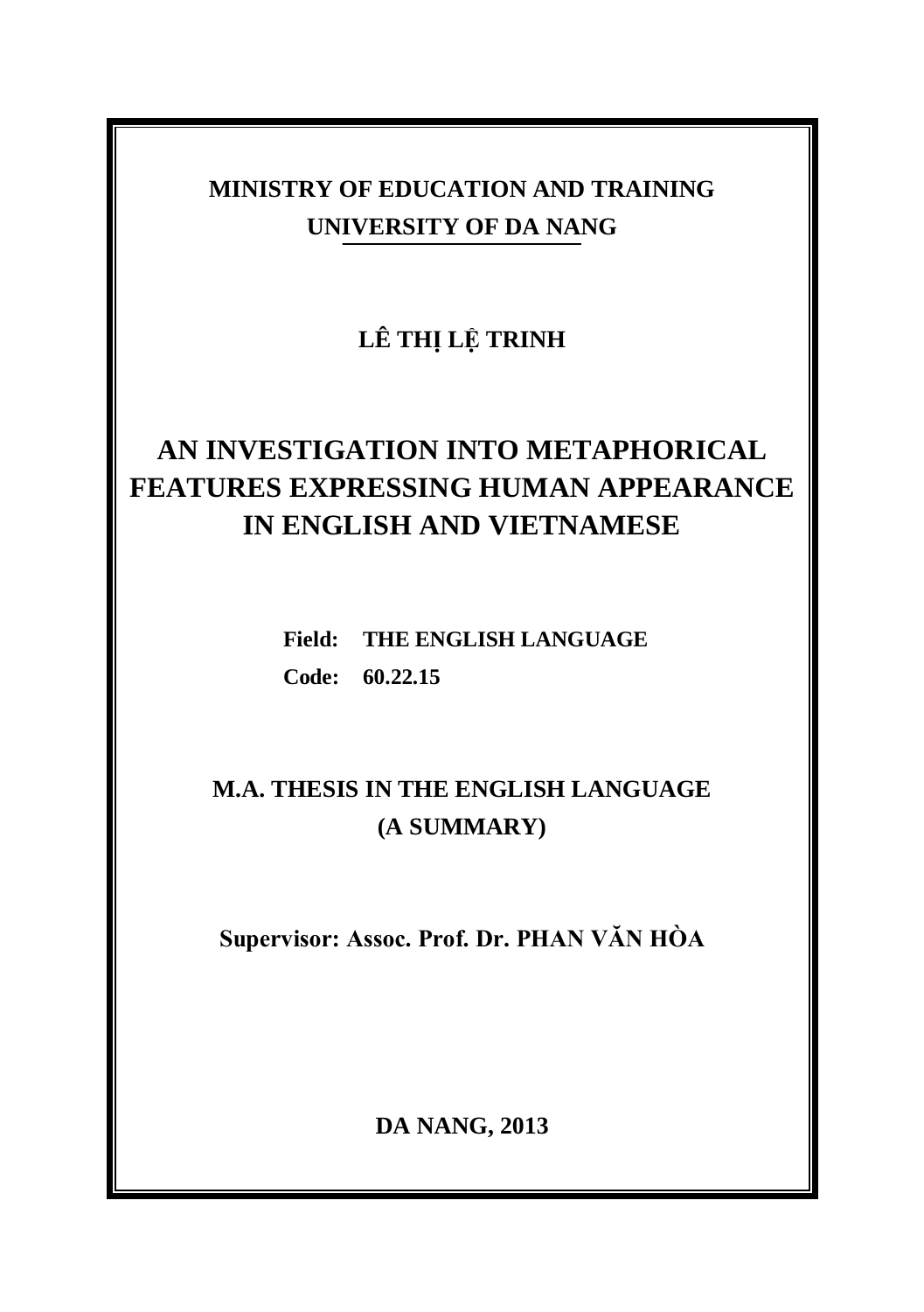**MINISTRY OF EDUCATION AND TRAINING**

**UNIVERSITY OF DA NANG**

**LÊ THỊ LỆ TRINH**

# AN INVESTIGATION INTO METAPHORICAL FEATURES EXPRESSING HUMAN APPEARANCE IN ENGLISH AND VIETNAMESE

**Field: THE ENGLISH LANGUAGE**

**Code: 60.22.15**

**M.A. THESIS IN THE ENGLISH LANGUAGE**

**(A SUMMARY)**

**Supervisor: Assoc. Prof. Dr. PHAN VĂN HÒA**

**DA NANG, 2013**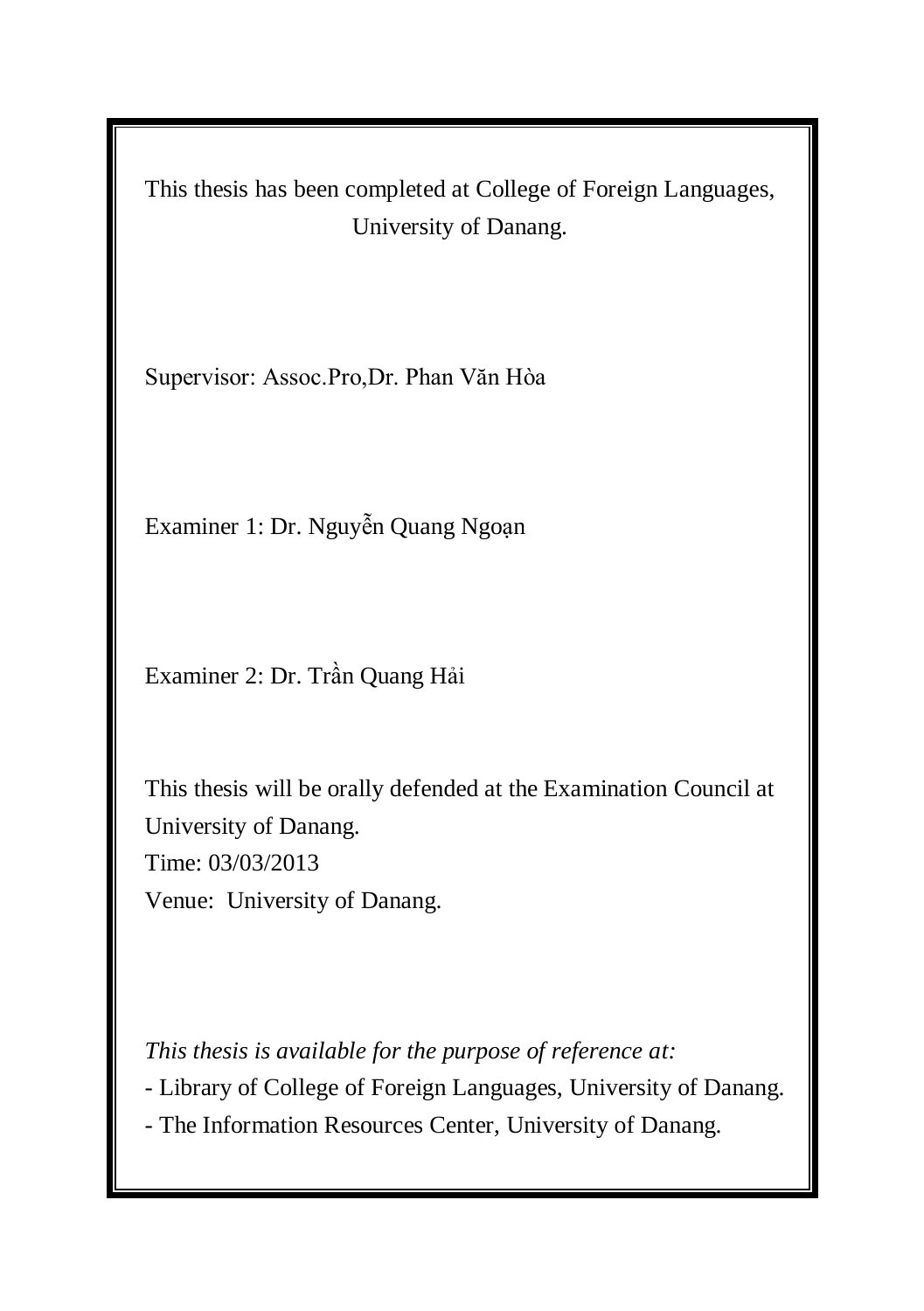This thesis has been completed at College of Foreign Languages, University of Danang.

Supervisor: Assoc.Pro,Dr. Phan Văn Hòa

Examiner 1: Dr. Nguyễn Quang Ngoạn

Examiner 2: Dr. Trần Quang Hải

This thesis will be orally defended at the Examination Council at University of Danang.
Time: 03/03/2013
Venue: University of Danang.

*This thesis is available for the purpose of reference at:*

- Library of College of Foreign Languages, University of Danang.
- The Information Resources Center, University of Danang.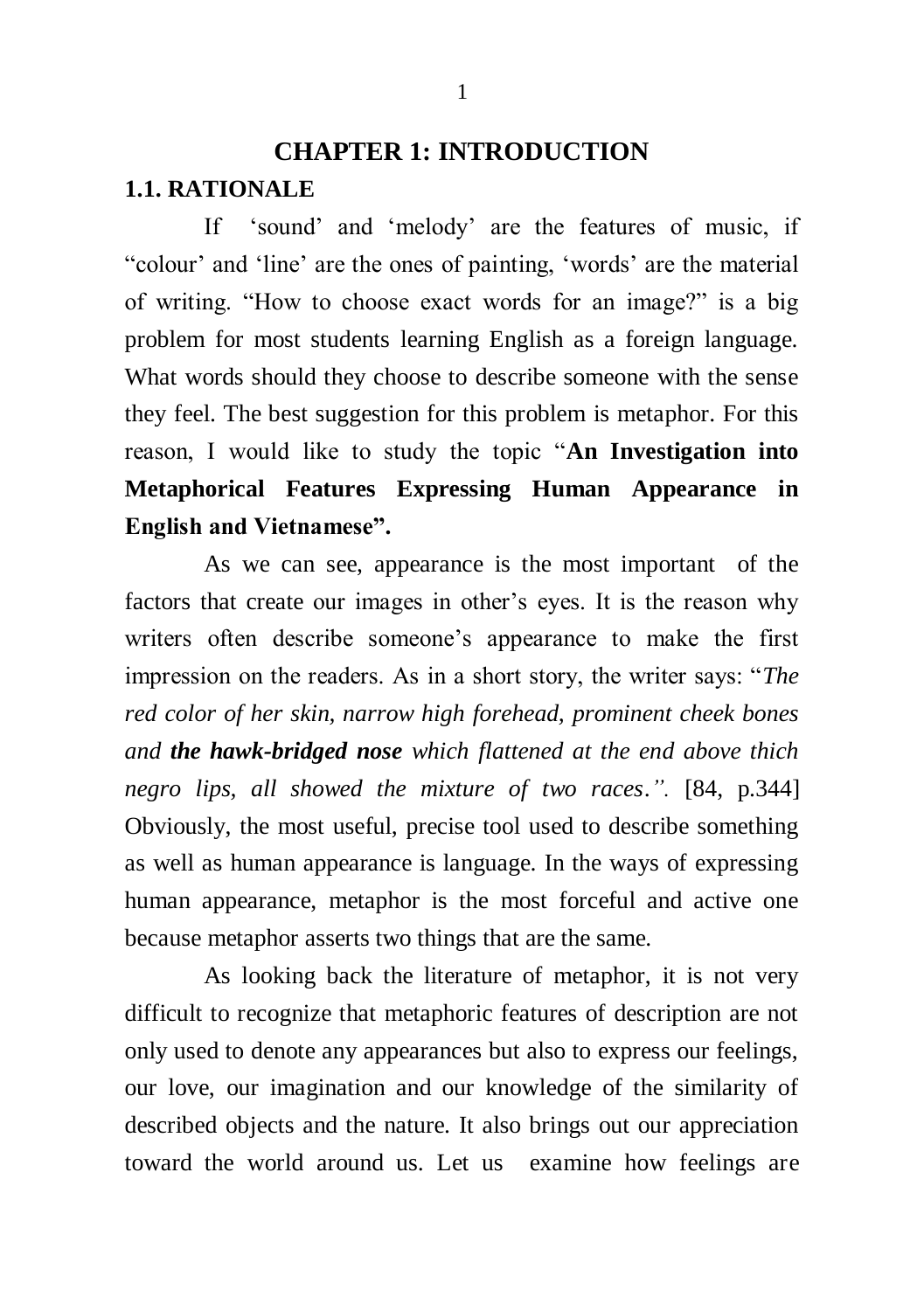# CHAPTER 1: INTRODUCTION

## 1.1. RATIONALE

If 'sound' and 'melody' are the features of music, if "colour' and 'line' are the ones of painting, 'words' are the material of writing. "How to choose exact words for an image?" is a big problem for most students learning English as a foreign language. What words should they choose to describe someone with the sense they feel. The best suggestion for this problem is metaphor. For this reason, I would like to study the topic "**An Investigation into Metaphorical Features Expressing Human Appearance in English and Vietnamese".**

As we can see, appearance is the most important of the factors that create our images in other's eyes. It is the reason why writers often describe someone's appearance to make the first impression on the readers. As in a short story, the writer says: "*The red color of her skin, narrow high forehead, prominent cheek bones and **the hawk-bridged nose** which flattened at the end above thich negro lips, all showed the mixture of two races*.". [84, p.344] Obviously, the most useful, precise tool used to describe something as well as human appearance is language. In the ways of expressing human appearance, metaphor is the most forceful and active one because metaphor asserts two things that are the same.

As looking back the literature of metaphor, it is not very difficult to recognize that metaphoric features of description are not only used to denote any appearances but also to express our feelings, our love, our imagination and our knowledge of the similarity of described objects and the nature. It also brings out our appreciation toward the world around us. Let us examine how feelings are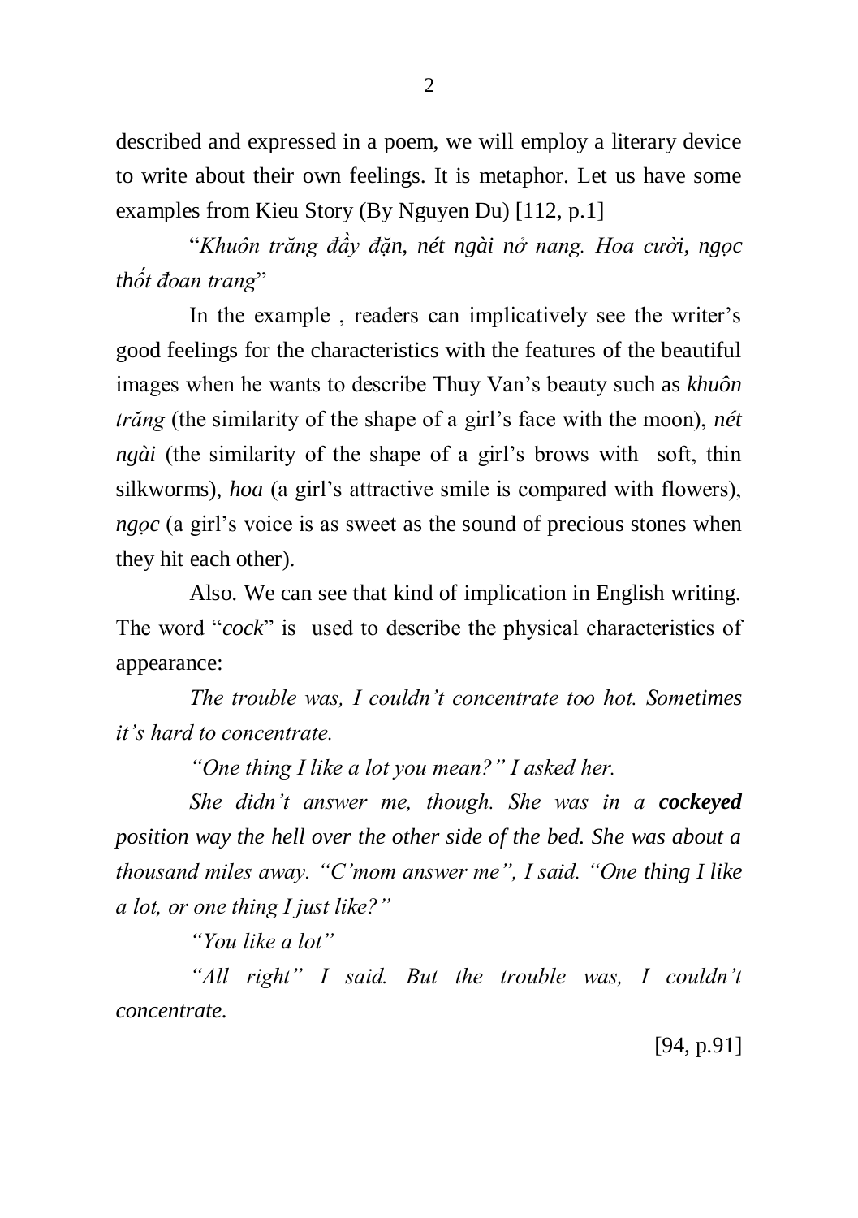described and expressed in a poem, we will employ a literary device to write about their own feelings. It is metaphor. Let us have some examples from Kieu Story (By Nguyen Du) [112, p.1]

"*Khuôn trăng đầy đặn, nét ngài nở nang. Hoa cười, ngọc thốt đoan trang*"

In the example , readers can implicatively see the writer's good feelings for the characteristics with the features of the beautiful images when he wants to describe Thuy Van's beauty such as *khuôn trăng* (the similarity of the shape of a girl's face with the moon), *nét ngài* (the similarity of the shape of a girl's brows with soft, thin silkworms), *hoa* (a girl's attractive smile is compared with flowers), *ngọc* (a girl's voice is as sweet as the sound of precious stones when they hit each other).

Also. We can see that kind of implication in English writing. The word "*cock*" is used to describe the physical characteristics of appearance:

*The trouble was, I couldn't concentrate too hot. Sometimes it's hard to concentrate.*

*"One thing I like a lot you mean?" I asked her.*

*She didn't answer me, though. She was in a* ***cockeyed*** *position way the hell over the other side of the bed. She was about a thousand miles away. "C'mom answer me", I said. "One thing I like a lot, or one thing I just like?"*

*"You like a lot"*

*"All right" I said. But the trouble was, I couldn't concentrate.*

[94, p.91]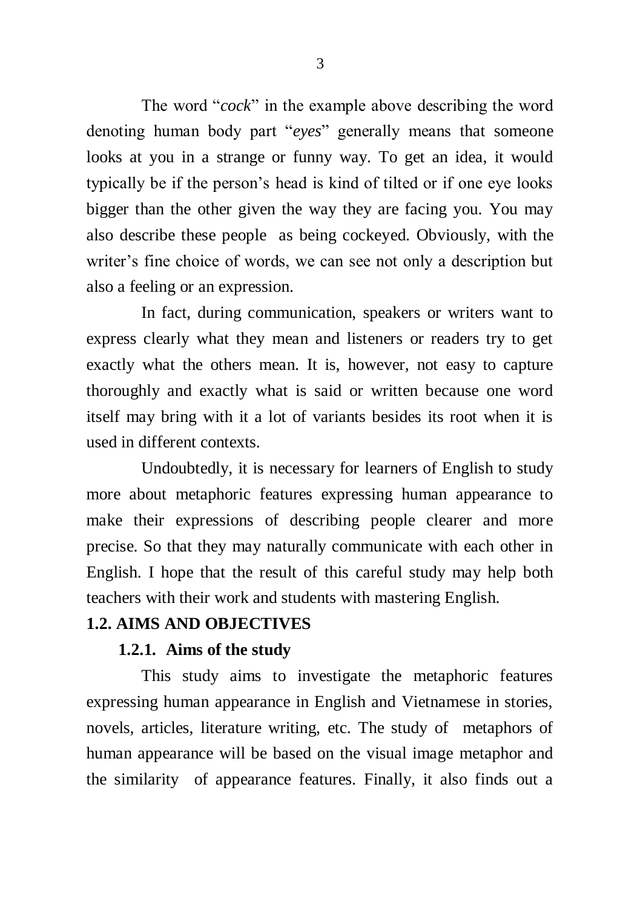The word "*cock*" in the example above describing the word denoting human body part "*eyes*" generally means that someone looks at you in a strange or funny way. To get an idea, it would typically be if the person's head is kind of tilted or if one eye looks bigger than the other given the way they are facing you. You may also describe these people as being cockeyed. Obviously, with the writer's fine choice of words, we can see not only a description but also a feeling or an expression.

In fact, during communication, speakers or writers want to express clearly what they mean and listeners or readers try to get exactly what the others mean. It is, however, not easy to capture thoroughly and exactly what is said or written because one word itself may bring with it a lot of variants besides its root when it is used in different contexts.

Undoubtedly, it is necessary for learners of English to study more about metaphoric features expressing human appearance to make their expressions of describing people clearer and more precise. So that they may naturally communicate with each other in English. I hope that the result of this careful study may help both teachers with their work and students with mastering English.

## 1.2. AIMS AND OBJECTIVES

### 1.2.1. Aims of the study

This study aims to investigate the metaphoric features expressing human appearance in English and Vietnamese in stories, novels, articles, literature writing, etc. The study of metaphors of human appearance will be based on the visual image metaphor and the similarity of appearance features. Finally, it also finds out a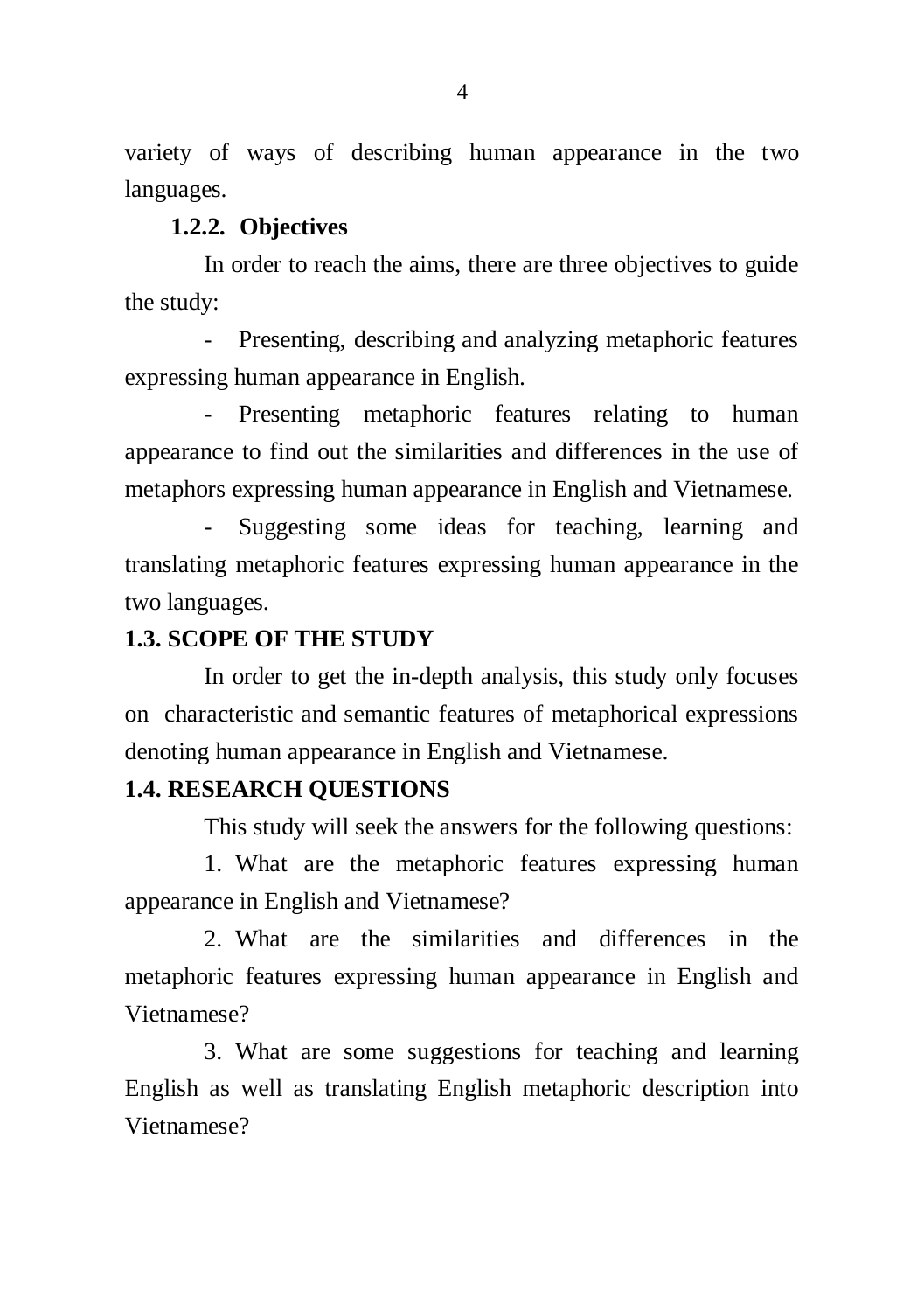variety of ways of describing human appearance in the two languages.

### 1.2.2. Objectives

In order to reach the aims, there are three objectives to guide the study:

- Presenting, describing and analyzing metaphoric features expressing human appearance in English.
- Presenting metaphoric features relating to human appearance to find out the similarities and differences in the use of metaphors expressing human appearance in English and Vietnamese.
- Suggesting some ideas for teaching, learning and translating metaphoric features expressing human appearance in the two languages.

## 1.3. SCOPE OF THE STUDY

In order to get the in-depth analysis, this study only focuses on characteristic and semantic features of metaphorical expressions denoting human appearance in English and Vietnamese.

## 1.4. RESEARCH QUESTIONS

This study will seek the answers for the following questions:

1. What are the metaphoric features expressing human appearance in English and Vietnamese?
2. What are the similarities and differences in the metaphoric features expressing human appearance in English and Vietnamese?
3. What are some suggestions for teaching and learning English as well as translating English metaphoric description into Vietnamese?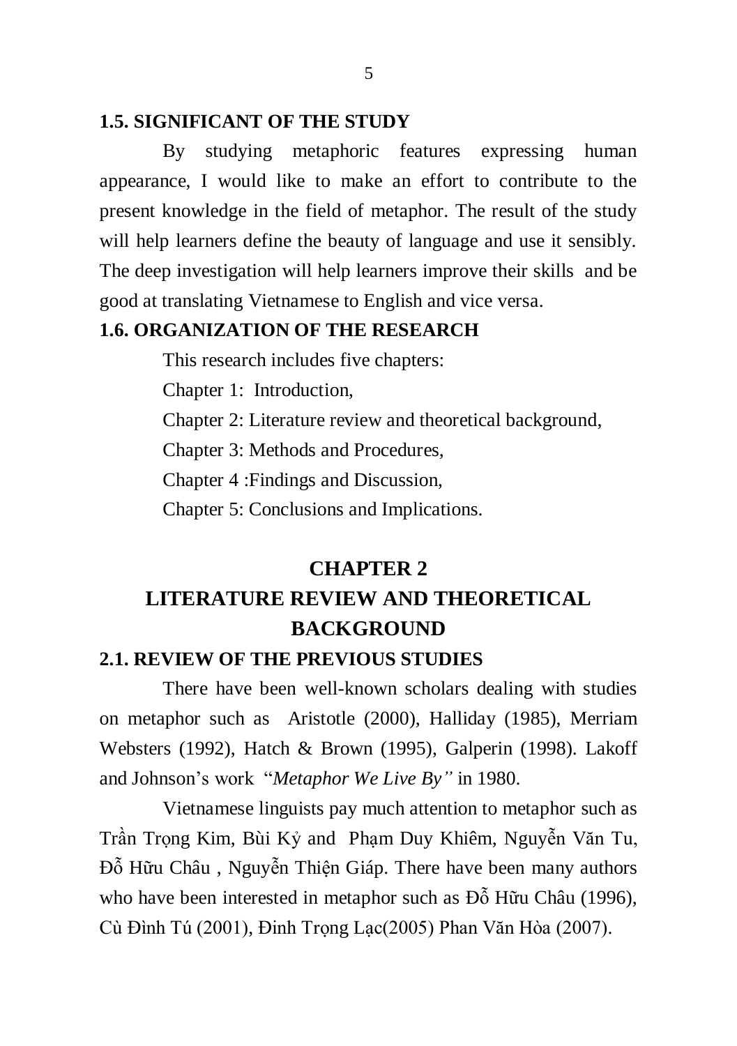### 1.5. SIGNIFICANT OF THE STUDY

By studying metaphoric features expressing human appearance, I would like to make an effort to contribute to the present knowledge in the field of metaphor. The result of the study will help learners define the beauty of language and use it sensibly. The deep investigation will help learners improve their skills and be good at translating Vietnamese to English and vice versa.

### 1.6. ORGANIZATION OF THE RESEARCH

This research includes five chapters:

Chapter 1: Introduction,

Chapter 2: Literature review and theoretical background,

Chapter 3: Methods and Procedures,

Chapter 4 :Findings and Discussion,

Chapter 5: Conclusions and Implications.

# CHAPTER 2
# LITERATURE REVIEW AND THEORETICAL BACKGROUND

### 2.1. REVIEW OF THE PREVIOUS STUDIES

There have been well-known scholars dealing with studies on metaphor such as Aristotle (2000), Halliday (1985), Merriam Websters (1992), Hatch & Brown (1995), Galperin (1998). Lakoff and Johnson's work "*Metaphor We Live By"* in 1980.

Vietnamese linguists pay much attention to metaphor such as Trần Trọng Kim, Bùi Kỷ and Phạm Duy Khiêm, Nguyễn Văn Tu, Đỗ Hữu Châu , Nguyễn Thiện Giáp. There have been many authors who have been interested in metaphor such as Đỗ Hữu Châu (1996), Cù Đình Tú (2001), Đinh Trọng Lạc(2005) Phan Văn Hòa (2007).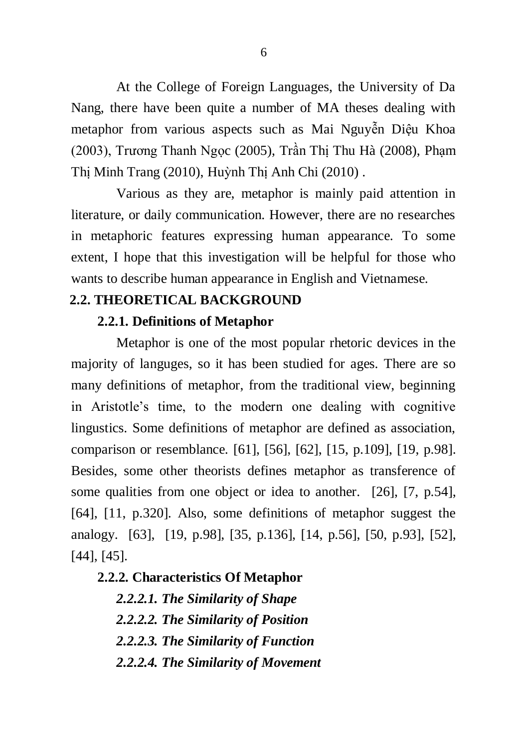At the College of Foreign Languages, the University of Da Nang, there have been quite a number of MA theses dealing with metaphor from various aspects such as Mai Nguyễn Diệu Khoa (2003), Trương Thanh Ngọc (2005), Trần Thị Thu Hà (2008), Phạm Thị Minh Trang (2010), Huỳnh Thị Anh Chi (2010) .

Various as they are, metaphor is mainly paid attention in literature, or daily communication. However, there are no researches in metaphoric features expressing human appearance. To some extent, I hope that this investigation will be helpful for those who wants to describe human appearance in English and Vietnamese.

## 2.2. THEORETICAL BACKGROUND

### 2.2.1. Definitions of Metaphor

Metaphor is one of the most popular rhetoric devices in the majority of languges, so it has been studied for ages. There are so many definitions of metaphor, from the traditional view, beginning in Aristotle's time, to the modern one dealing with cognitive lingustics. Some definitions of metaphor are defined as association, comparison or resemblance. [61], [56], [62], [15, p.109], [19, p.98]. Besides, some other theorists defines metaphor as transference of some qualities from one object or idea to another. [26], [7, p.54], [64], [11, p.320]. Also, some definitions of metaphor suggest the analogy. [63], [19, p.98], [35, p.136], [14, p.56], [50, p.93], [52], [44], [45].

### 2.2.2. Characteristics Of Metaphor

#### *2.2.2.1. The Similarity of Shape*

#### *2.2.2.2. The Similarity of Position*

#### *2.2.2.3. The Similarity of Function*

#### *2.2.2.4. The Similarity of Movement*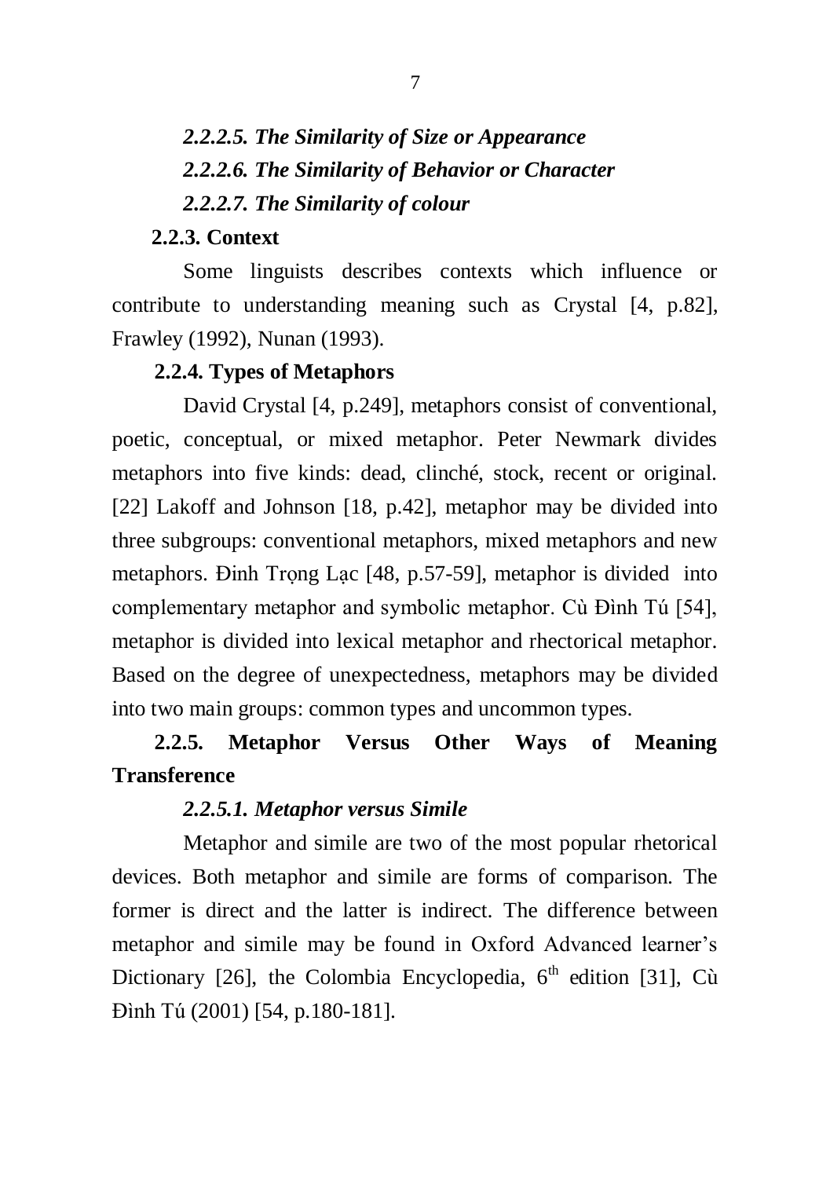#### *2.2.2.5. The Similarity of Size or Appearance*

#### *2.2.2.6. The Similarity of Behavior or Character*

#### *2.2.2.7. The Similarity of colour*

### 2.2.3. Context

Some linguists describes contexts which influence or contribute to understanding meaning such as Crystal [4, p.82], Frawley (1992), Nunan (1993).

### 2.2.4. Types of Metaphors

David Crystal [4, p.249], metaphors consist of conventional, poetic, conceptual, or mixed metaphor. Peter Newmark divides metaphors into five kinds: dead, clinché, stock, recent or original. [22] Lakoff and Johnson [18, p.42], metaphor may be divided into three subgroups: conventional metaphors, mixed metaphors and new metaphors. Đinh Trọng Lạc [48, p.57-59], metaphor is divided into complementary metaphor and symbolic metaphor. Cù Đình Tú [54], metaphor is divided into lexical metaphor and rhectorical metaphor. Based on the degree of unexpectedness, metaphors may be divided into two main groups: common types and uncommon types.

### 2.2.5. Metaphor Versus Other Ways of Meaning Transference

#### *2.2.5.1. Metaphor versus Simile*

Metaphor and simile are two of the most popular rhetorical devices. Both metaphor and simile are forms of comparison. The former is direct and the latter is indirect. The difference between metaphor and simile may be found in Oxford Advanced learner's Dictionary [26], the Colombia Encyclopedia, 6th edition [31], Cù Đình Tú (2001) [54, p.180-181].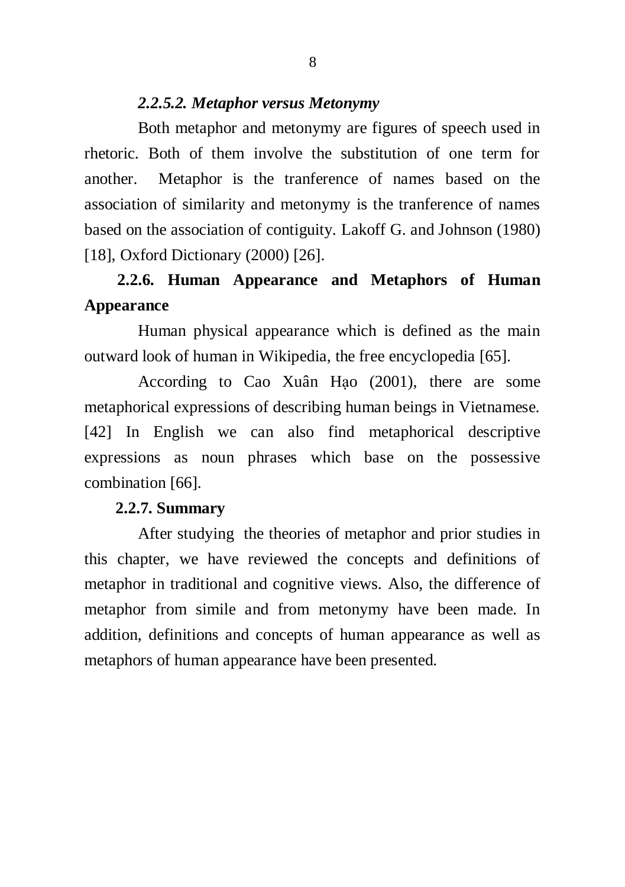#### *2.2.5.2. Metaphor versus Metonymy*

Both metaphor and metonymy are figures of speech used in rhetoric. Both of them involve the substitution of one term for another. Metaphor is the tranference of names based on the association of similarity and metonymy is the tranference of names based on the association of contiguity. Lakoff G. and Johnson (1980) [18], Oxford Dictionary (2000) [26].

### 2.2.6. Human Appearance and Metaphors of Human Appearance

Human physical appearance which is defined as the main outward look of human in Wikipedia, the free encyclopedia [65].

According to Cao Xuân Hạo (2001), there are some metaphorical expressions of describing human beings in Vietnamese. [42] In English we can also find metaphorical descriptive expressions as noun phrases which base on the possessive combination [66].

### 2.2.7. Summary

After studying the theories of metaphor and prior studies in this chapter, we have reviewed the concepts and definitions of metaphor in traditional and cognitive views. Also, the difference of metaphor from simile and from metonymy have been made. In addition, definitions and concepts of human appearance as well as metaphors of human appearance have been presented.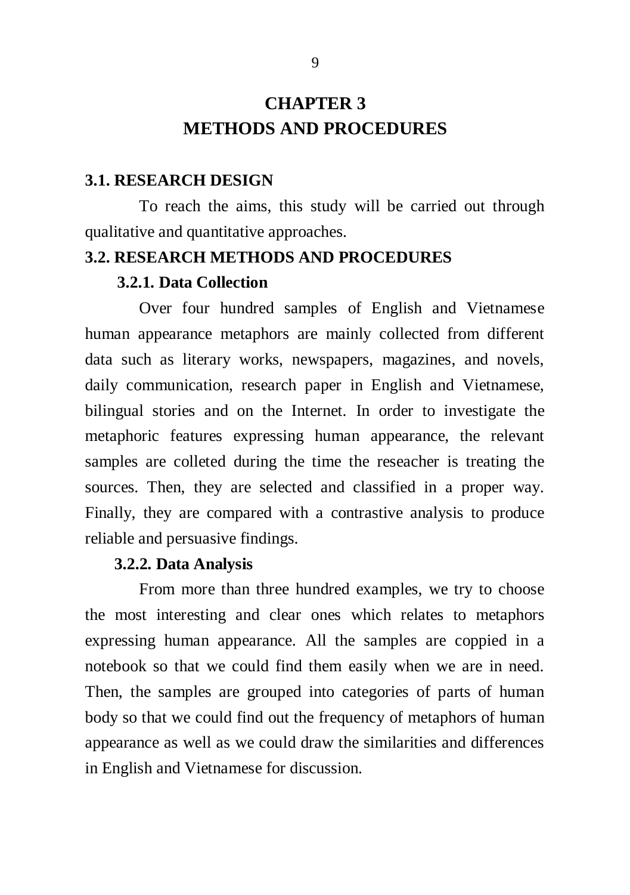# CHAPTER 3
# METHODS AND PROCEDURES

## 3.1. RESEARCH DESIGN

To reach the aims, this study will be carried out through qualitative and quantitative approaches.

## 3.2. RESEARCH METHODS AND PROCEDURES

### 3.2.1. Data Collection

Over four hundred samples of English and Vietnamese human appearance metaphors are mainly collected from different data such as literary works, newspapers, magazines, and novels, daily communication, research paper in English and Vietnamese, bilingual stories and on the Internet. In order to investigate the metaphoric features expressing human appearance, the relevant samples are colleted during the time the reseacher is treating the sources. Then, they are selected and classified in a proper way. Finally, they are compared with a contrastive analysis to produce reliable and persuasive findings.

### 3.2.2. Data Analysis

From more than three hundred examples, we try to choose the most interesting and clear ones which relates to metaphors expressing human appearance. All the samples are coppied in a notebook so that we could find them easily when we are in need. Then, the samples are grouped into categories of parts of human body so that we could find out the frequency of metaphors of human appearance as well as we could draw the similarities and differences in English and Vietnamese for discussion.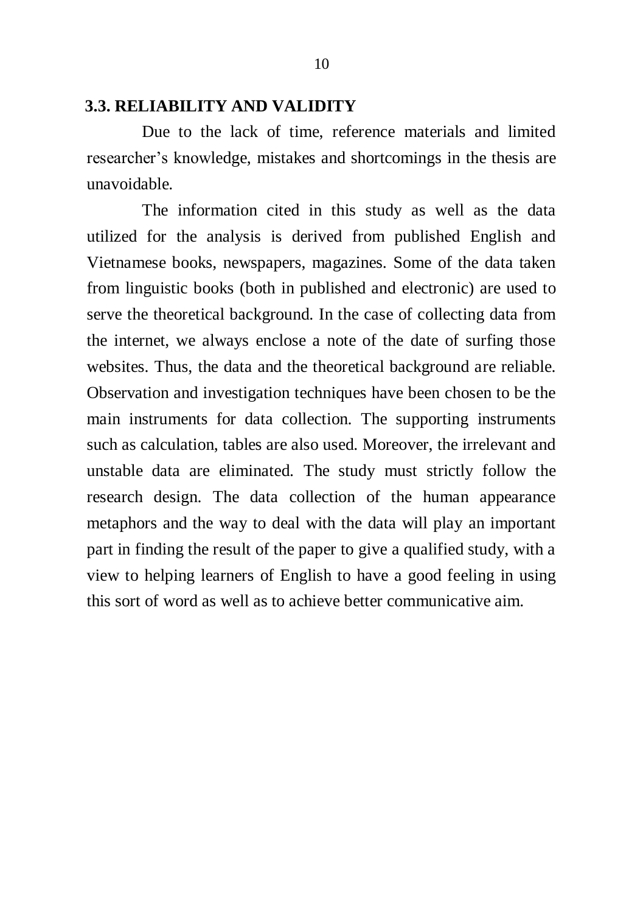### 3.3. RELIABILITY AND VALIDITY

Due to the lack of time, reference materials and limited researcher's knowledge, mistakes and shortcomings in the thesis are unavoidable.

The information cited in this study as well as the data utilized for the analysis is derived from published English and Vietnamese books, newspapers, magazines. Some of the data taken from linguistic books (both in published and electronic) are used to serve the theoretical background. In the case of collecting data from the internet, we always enclose a note of the date of surfing those websites. Thus, the data and the theoretical background are reliable. Observation and investigation techniques have been chosen to be the main instruments for data collection. The supporting instruments such as calculation, tables are also used. Moreover, the irrelevant and unstable data are eliminated. The study must strictly follow the research design. The data collection of the human appearance metaphors and the way to deal with the data will play an important part in finding the result of the paper to give a qualified study, with a view to helping learners of English to have a good feeling in using this sort of word as well as to achieve better communicative aim.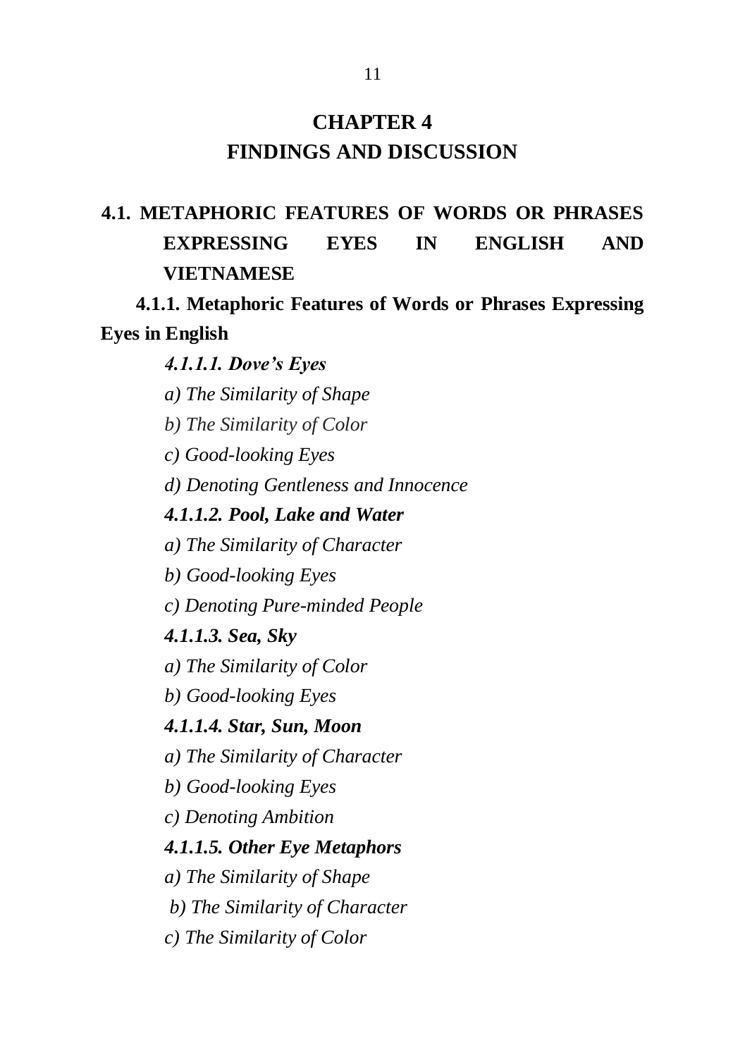# CHAPTER 4
# FINDINGS AND DISCUSSION

## 4.1. METAPHORIC FEATURES OF WORDS OR PHRASES EXPRESSING EYES IN ENGLISH AND VIETNAMESE

### 4.1.1. Metaphoric Features of Words or Phrases Expressing Eyes in English

#### *4.1.1.1. Dove's Eyes*

*a) The Similarity of Shape*

*b) The Similarity of Color*

*c) Good-looking Eyes*

*d) Denoting Gentleness and Innocence*

#### *4.1.1.2. Pool, Lake and Water*

*a) The Similarity of Character*

*b) Good-looking Eyes*

*c) Denoting Pure-minded People*

#### *4.1.1.3. Sea, Sky*

*a) The Similarity of Color*

*b) Good-looking Eyes*

#### *4.1.1.4. Star, Sun, Moon*

*a) The Similarity of Character*

*b) Good-looking Eyes*

*c) Denoting Ambition*

#### *4.1.1.5. Other Eye Metaphors*

*a) The Similarity of Shape*

*b) The Similarity of Character*

*c) The Similarity of Color*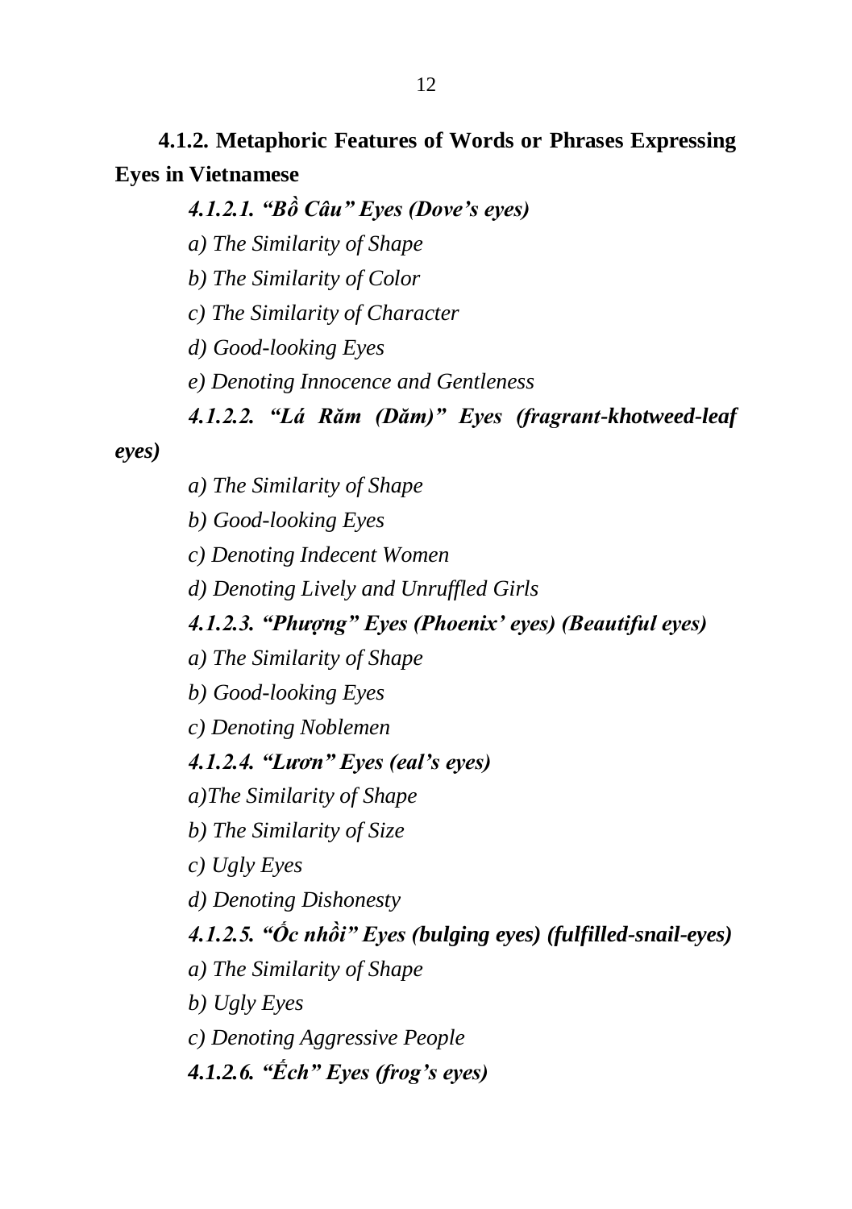### 4.1.2. Metaphoric Features of Words or Phrases Expressing Eyes in Vietnamese

#### *4.1.2.1. "Bồ Câu" Eyes (Dove's eyes)*

*a) The Similarity of Shape*

*b) The Similarity of Color*

*c) The Similarity of Character*

*d) Good-looking Eyes*

*e) Denoting Innocence and Gentleness*

#### *4.1.2.2. "Lá Răm (Dăm)" Eyes (fragrant-khotweed-leaf eyes)*

*a) The Similarity of Shape*

*b) Good-looking Eyes*

*c) Denoting Indecent Women*

*d) Denoting Lively and Unruffled Girls*

#### *4.1.2.3. "Phượng" Eyes (Phoenix' eyes) (Beautiful eyes)*

*a) The Similarity of Shape*

*b) Good-looking Eyes*

*c) Denoting Noblemen*

#### *4.1.2.4. "Lươn" Eyes (eal's eyes)*

*a)The Similarity of Shape*

*b) The Similarity of Size*

*c) Ugly Eyes*

*d) Denoting Dishonesty*

#### *4.1.2.5. "Ốc nhồi" Eyes (bulging eyes) (fulfilled-snail-eyes)*

*a) The Similarity of Shape*

*b) Ugly Eyes*

*c) Denoting Aggressive People*

#### *4.1.2.6. "Ếch" Eyes (frog's eyes)*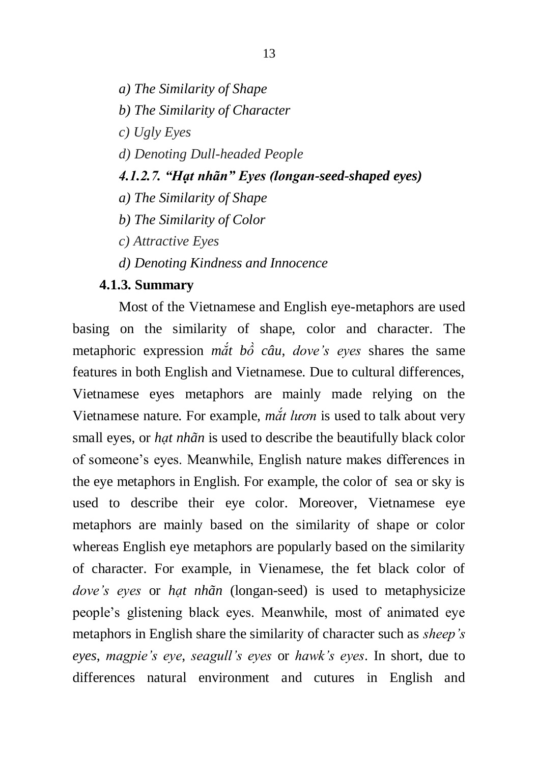*a) The Similarity of Shape*

*b) The Similarity of Character*

*c) Ugly Eyes*

*d) Denoting Dull-headed People*

#### *4.1.2.7. “Hạt nhãn” Eyes (longan-seed-shaped eyes)*

*a) The Similarity of Shape*

*b) The Similarity of Color*

*c) Attractive Eyes*

*d) Denoting Kindness and Innocence*

### 4.1.3. Summary

Most of the Vietnamese and English eye-metaphors are used basing on the similarity of shape, color and character. The metaphoric expression *mắt bồ câu*, *dove’s eyes* shares the same features in both English and Vietnamese. Due to cultural differences, Vietnamese eyes metaphors are mainly made relying on the Vietnamese nature. For example, *mắt lươn* is used to talk about very small eyes, or *hạt nhãn* is used to describe the beautifully black color of someone’s eyes. Meanwhile, English nature makes differences in the eye metaphors in English. For example, the color of sea or sky is used to describe their eye color. Moreover, Vietnamese eye metaphors are mainly based on the similarity of shape or color whereas English eye metaphors are popularly based on the similarity of character. For example, in Vienamese, the fet black color of *dove’s eyes* or *hạt nhãn* (longan-seed) is used to metaphysicize people’s glistening black eyes. Meanwhile, most of animated eye metaphors in English share the similarity of character such as *sheep’s eyes*, *magpie’s eye*, *seagull’s eyes* or *hawk’s eyes*. In short, due to differences natural environment and cutures in English and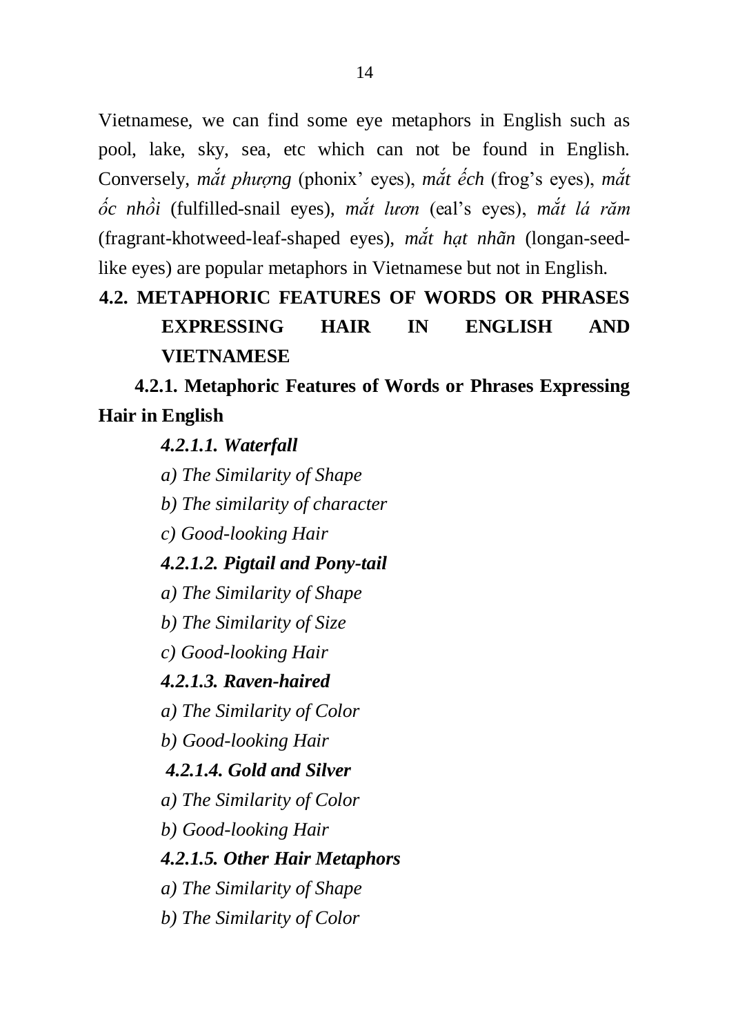Vietnamese, we can find some eye metaphors in English such as pool, lake, sky, sea, etc which can not be found in English. Conversely, *mắt phượng* (phonix' eyes), *mắt ếch* (frog's eyes), *mắt ốc nhồi* (fulfilled-snail eyes), *mắt lươn* (eal's eyes), *mắt lá răm* (fragrant-khotweed-leaf-shaped eyes), *mắt hạt nhãn* (longan-seed-like eyes) are popular metaphors in Vietnamese but not in English.

## 4.2. METAPHORIC FEATURES OF WORDS OR PHRASES EXPRESSING HAIR IN ENGLISH AND VIETNAMESE

### 4.2.1. Metaphoric Features of Words or Phrases Expressing Hair in English

#### *4.2.1.1. Waterfall*

*a) The Similarity of Shape*

*b) The similarity of character*

*c) Good-looking Hair*

#### *4.2.1.2. Pigtail and Pony-tail*

*a) The Similarity of Shape*

*b) The Similarity of Size*

*c) Good-looking Hair*

#### *4.2.1.3. Raven-haired*

*a) The Similarity of Color*

*b) Good-looking Hair*

#### *4.2.1.4. Gold and Silver*

*a) The Similarity of Color*

*b) Good-looking Hair*

#### *4.2.1.5. Other Hair Metaphors*

*a) The Similarity of Shape*

*b) The Similarity of Color*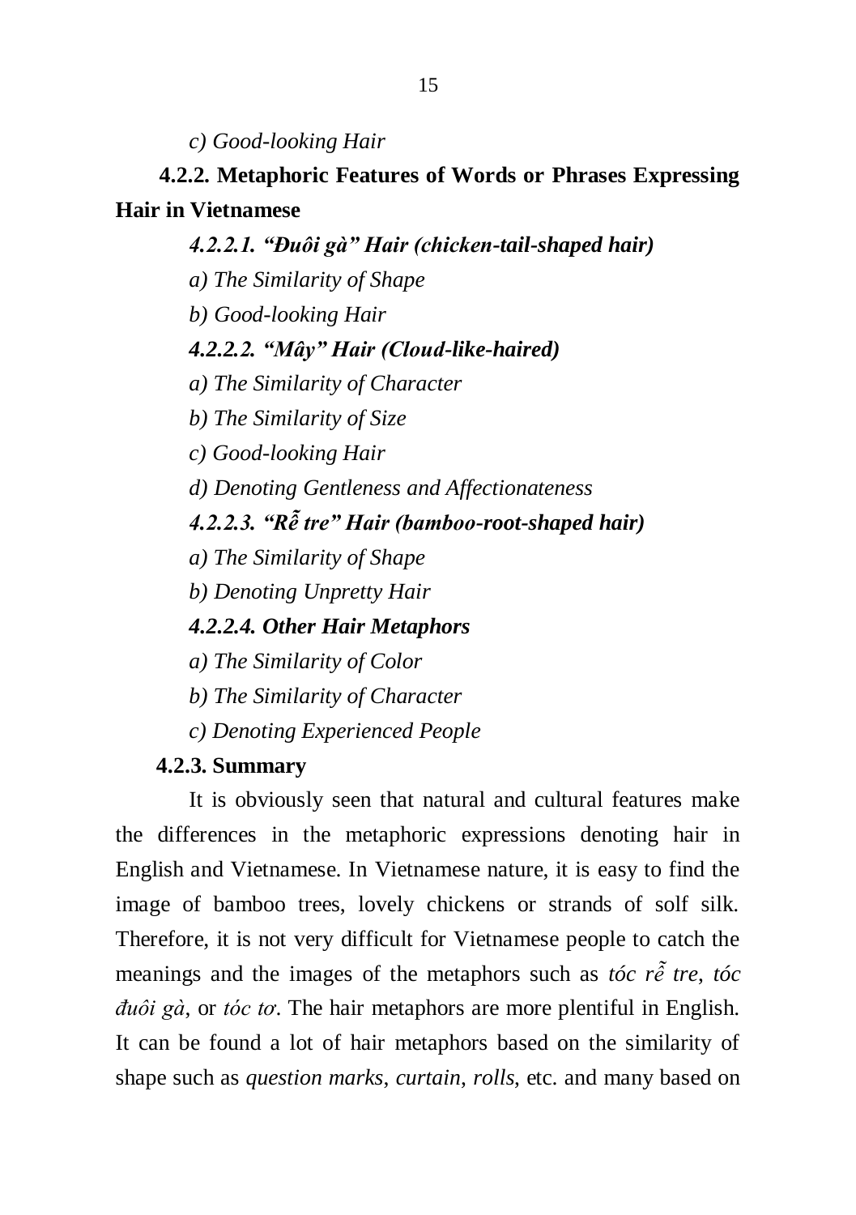*c) Good-looking Hair*

### 4.2.2. Metaphoric Features of Words or Phrases Expressing Hair in Vietnamese

#### *4.2.2.1. “Đuôi gà” Hair (chicken-tail-shaped hair)*

*a) The Similarity of Shape*

*b) Good-looking Hair*

#### *4.2.2.2. “Mây” Hair (Cloud-like-haired)*

*a) The Similarity of Character*

*b) The Similarity of Size*

*c) Good-looking Hair*

*d) Denoting Gentleness and Affectionateness*

#### *4.2.2.3. “Rễ tre” Hair (bamboo-root-shaped hair)*

*a) The Similarity of Shape*

*b) Denoting Unpretty Hair*

#### *4.2.2.4. Other Hair Metaphors*

*a) The Similarity of Color*

*b) The Similarity of Character*

*c) Denoting Experienced People*

### 4.2.3. Summary

It is obviously seen that natural and cultural features make the differences in the metaphoric expressions denoting hair in English and Vietnamese. In Vietnamese nature, it is easy to find the image of bamboo trees, lovely chickens or strands of solf silk. Therefore, it is not very difficult for Vietnamese people to catch the meanings and the images of the metaphors such as *tóc rễ tre*, *tóc đuôi gà*, or *tóc tơ*. The hair metaphors are more plentiful in English. It can be found a lot of hair metaphors based on the similarity of shape such as *question marks*, *curtain*, *rolls*, etc. and many based on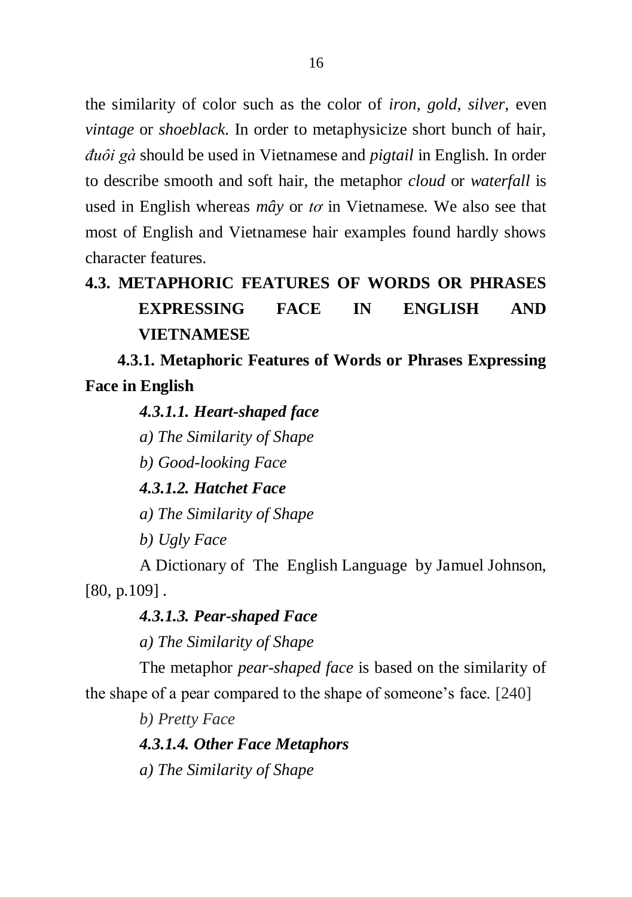the similarity of color such as the color of *iron*, *gold*, *silver*, even *vintage* or *shoeblack*. In order to metaphysicize short bunch of hair, *đuôi gà* should be used in Vietnamese and *pigtail* in English. In order to describe smooth and soft hair, the metaphor *cloud* or *waterfall* is used in English whereas *mây* or *tơ* in Vietnamese. We also see that most of English and Vietnamese hair examples found hardly shows character features.

## 4.3. METAPHORIC FEATURES OF WORDS OR PHRASES EXPRESSING FACE IN ENGLISH AND VIETNAMESE

### 4.3.1. Metaphoric Features of Words or Phrases Expressing Face in English

#### *4.3.1.1. Heart-shaped face*

*a) The Similarity of Shape*

*b) Good-looking Face*

#### *4.3.1.2. Hatchet Face*

*a) The Similarity of Shape*

*b) Ugly Face*

A Dictionary of The English Language by Jamuel Johnson, [80, p.109] .

#### *4.3.1.3. Pear-shaped Face*

*a) The Similarity of Shape*

The metaphor *pear-shaped face* is based on the similarity of the shape of a pear compared to the shape of someone's face. [240]

*b) Pretty Face*

#### *4.3.1.4. Other Face Metaphors*

*a) The Similarity of Shape*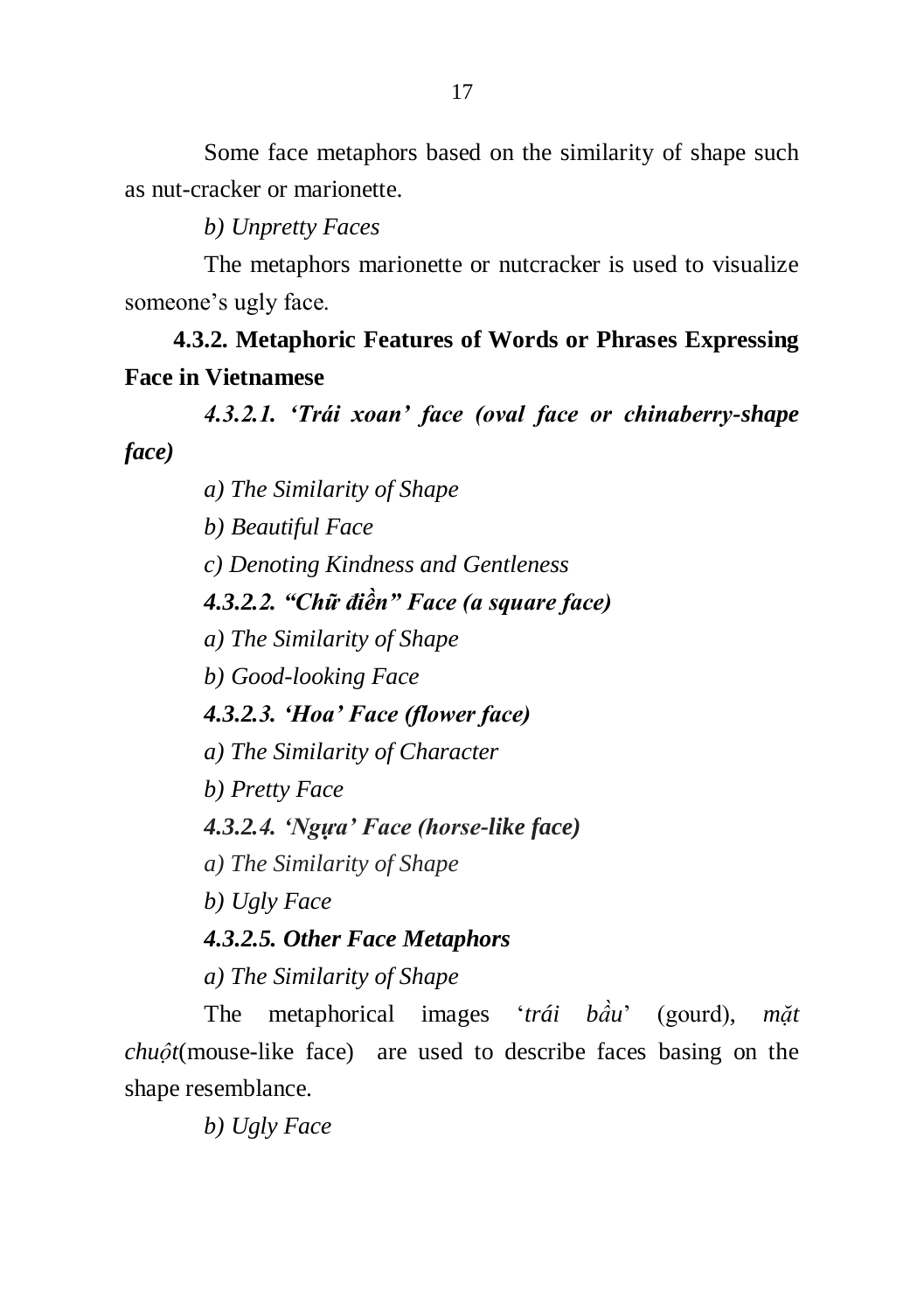Some face metaphors based on the similarity of shape such as nut-cracker or marionette.

*b) Unpretty Faces*

The metaphors marionette or nutcracker is used to visualize someone's ugly face.

### 4.3.2. Metaphoric Features of Words or Phrases Expressing Face in Vietnamese

#### *4.3.2.1. 'Trái xoan' face (oval face or chinaberry-shape face)*

*a) The Similarity of Shape*

*b) Beautiful Face*

*c) Denoting Kindness and Gentleness*

#### *4.3.2.2. "Chữ điền" Face (a square face)*

*a) The Similarity of Shape*

*b) Good-looking Face*

#### *4.3.2.3. 'Hoa' Face (flower face)*

*a) The Similarity of Character*

*b) Pretty Face*

#### *4.3.2.4. 'Ngựa' Face (horse-like face)*

*a) The Similarity of Shape*

*b) Ugly Face*

#### *4.3.2.5. Other Face Metaphors*

*a) The Similarity of Shape*

The metaphorical images '*trái bầu*' (gourd), *mặt chuột*(mouse-like face) are used to describe faces basing on the shape resemblance.

*b) Ugly Face*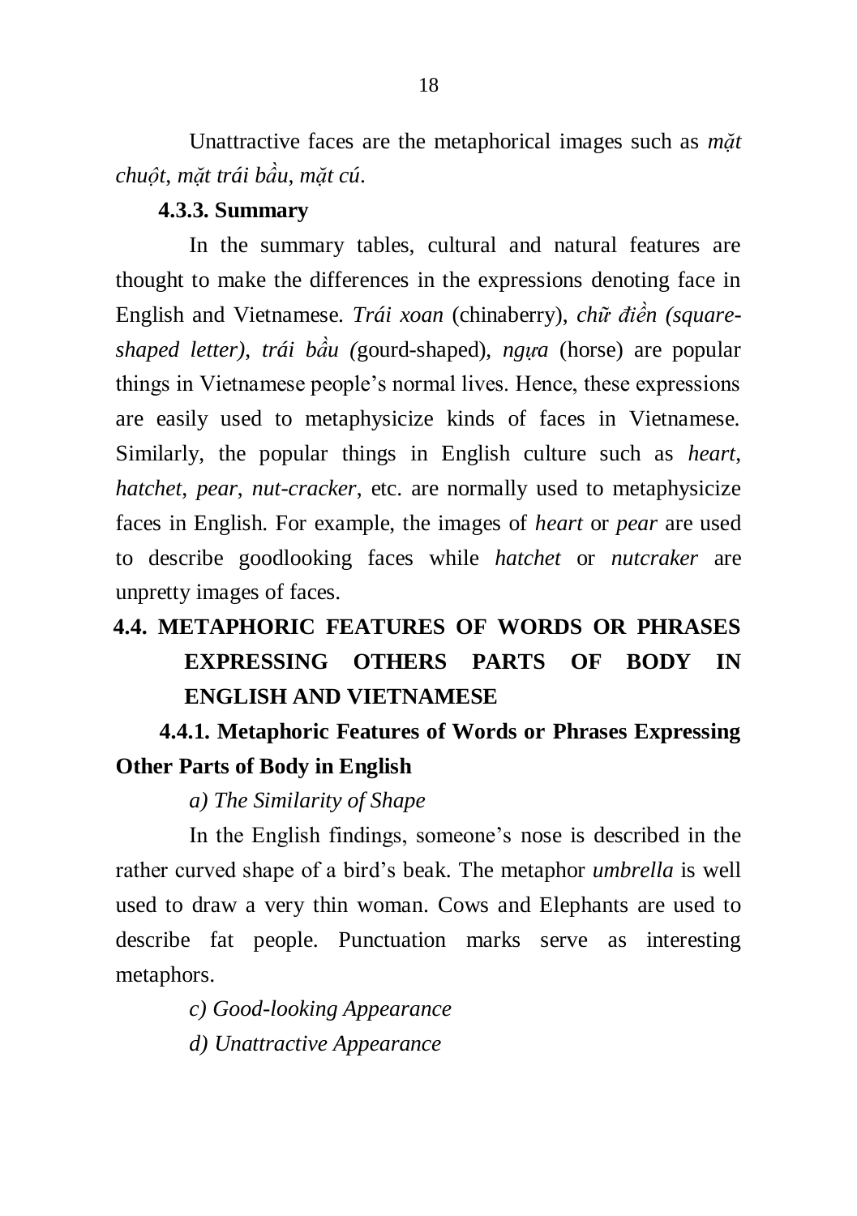Unattractive faces are the metaphorical images such as *mặt chuột*, *mặt trái bầu*, *mặt cú*.

### 4.3.3. Summary

In the summary tables, cultural and natural features are thought to make the differences in the expressions denoting face in English and Vietnamese. *Trái xoan* (chinaberry), *chữ điền (square-shaped letter), trái bầu (*gourd-shaped), *ngựa* (horse) are popular things in Vietnamese people's normal lives. Hence, these expressions are easily used to metaphysicize kinds of faces in Vietnamese. Similarly, the popular things in English culture such as *heart*, *hatchet*, *pear*, *nut-cracker*, etc. are normally used to metaphysicize faces in English. For example, the images of *heart* or *pear* are used to describe goodlooking faces while *hatchet* or *nutcraker* are unpretty images of faces.

## 4.4. METAPHORIC FEATURES OF WORDS OR PHRASES EXPRESSING OTHERS PARTS OF BODY IN ENGLISH AND VIETNAMESE

### 4.4.1. Metaphoric Features of Words or Phrases Expressing Other Parts of Body in English

*a) The Similarity of Shape*

In the English findings, someone's nose is described in the rather curved shape of a bird's beak. The metaphor *umbrella* is well used to draw a very thin woman. Cows and Elephants are used to describe fat people. Punctuation marks serve as interesting metaphors.

*c) Good-looking Appearance*

*d) Unattractive Appearance*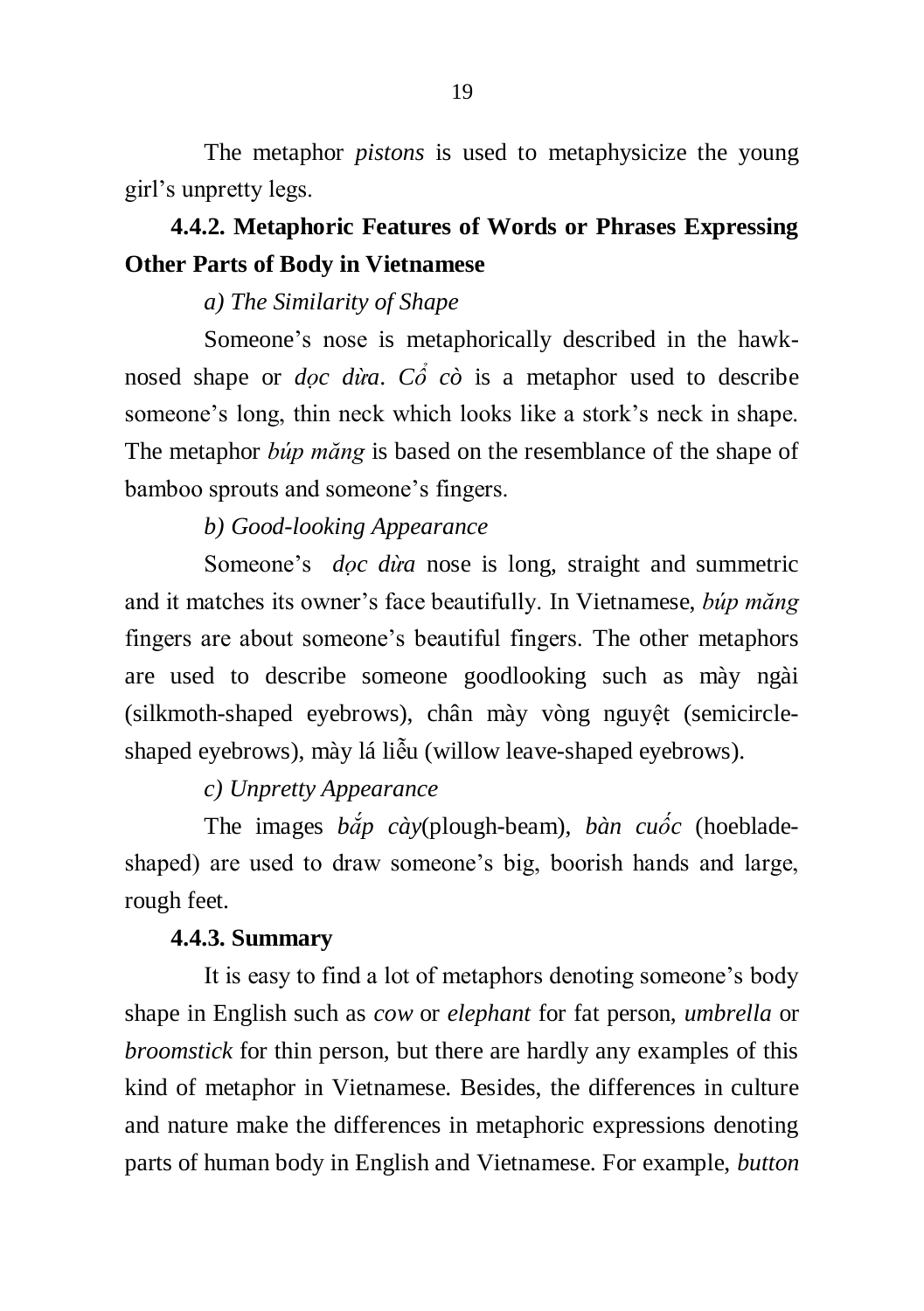The metaphor *pistons* is used to metaphysicize the young girl's unpretty legs.

### 4.4.2. Metaphoric Features of Words or Phrases Expressing Other Parts of Body in Vietnamese

*a) The Similarity of Shape*

Someone's nose is metaphorically described in the hawk-nosed shape or *dọc dừa*. *Cổ cò* is a metaphor used to describe someone's long, thin neck which looks like a stork's neck in shape. The metaphor *búp măng* is based on the resemblance of the shape of bamboo sprouts and someone's fingers.

*b) Good-looking Appearance*

Someone's *dọc dừa* nose is long, straight and summetric and it matches its owner's face beautifully. In Vietnamese, *búp măng* fingers are about someone's beautiful fingers. The other metaphors are used to describe someone goodlooking such as mày ngài (silkmoth-shaped eyebrows), chân mày vòng nguyệt (semicircle-shaped eyebrows), mày lá liễu (willow leave-shaped eyebrows).

*c) Unpretty Appearance*

The images *bắp cày*(plough-beam), *bàn cuốc* (hoeblade-shaped) are used to draw someone's big, boorish hands and large, rough feet.

### 4.4.3. Summary

It is easy to find a lot of metaphors denoting someone's body shape in English such as *cow* or *elephant* for fat person, *umbrella* or *broomstick* for thin person, but there are hardly any examples of this kind of metaphor in Vietnamese. Besides, the differences in culture and nature make the differences in metaphoric expressions denoting parts of human body in English and Vietnamese. For example, *button*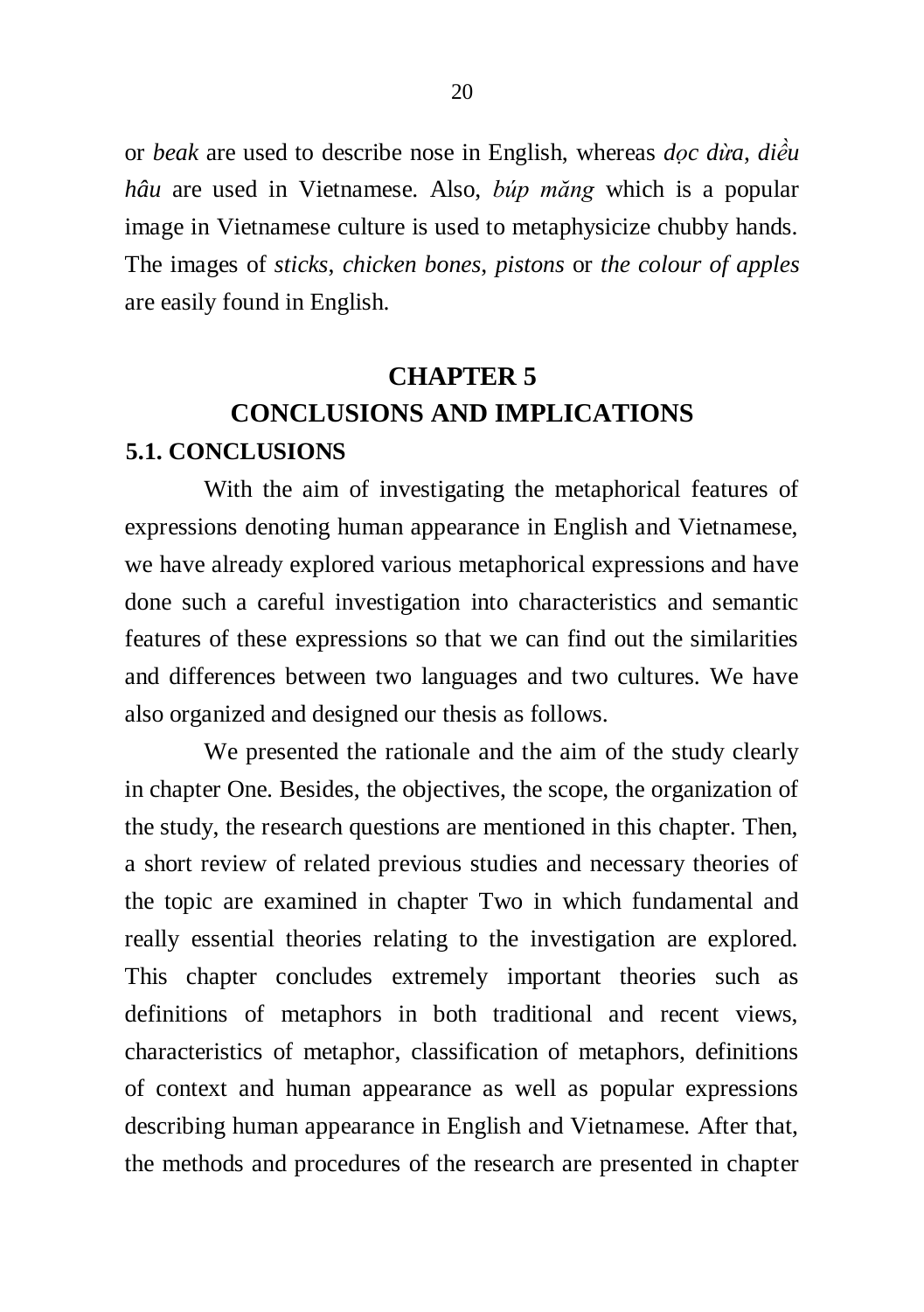or *beak* are used to describe nose in English, whereas *dọc dừa*, *diều hâu* are used in Vietnamese. Also, *búp măng* which is a popular image in Vietnamese culture is used to metaphysicize chubby hands. The images of *sticks*, *chicken bones*, *pistons* or *the colour of apples* are easily found in English.

# CHAPTER 5
# CONCLUSIONS AND IMPLICATIONS

## 5.1. CONCLUSIONS

With the aim of investigating the metaphorical features of expressions denoting human appearance in English and Vietnamese, we have already explored various metaphorical expressions and have done such a careful investigation into characteristics and semantic features of these expressions so that we can find out the similarities and differences between two languages and two cultures. We have also organized and designed our thesis as follows.

We presented the rationale and the aim of the study clearly in chapter One. Besides, the objectives, the scope, the organization of the study, the research questions are mentioned in this chapter. Then, a short review of related previous studies and necessary theories of the topic are examined in chapter Two in which fundamental and really essential theories relating to the investigation are explored. This chapter concludes extremely important theories such as definitions of metaphors in both traditional and recent views, characteristics of metaphor, classification of metaphors, definitions of context and human appearance as well as popular expressions describing human appearance in English and Vietnamese. After that, the methods and procedures of the research are presented in chapter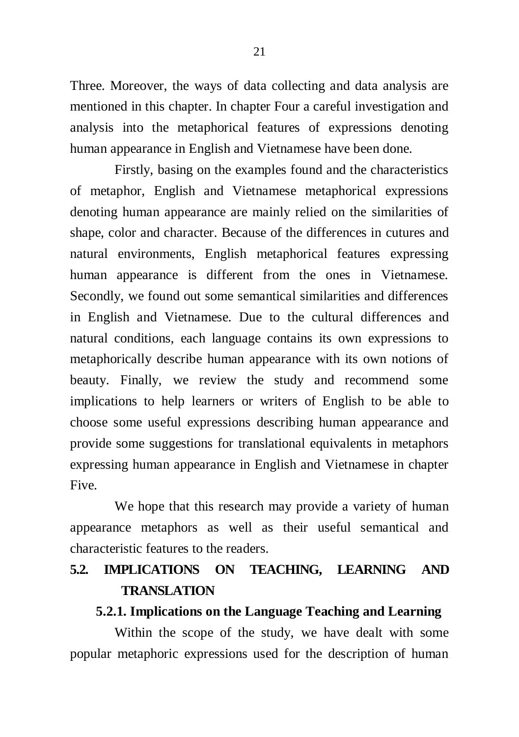Three. Moreover, the ways of data collecting and data analysis are mentioned in this chapter. In chapter Four a careful investigation and analysis into the metaphorical features of expressions denoting human appearance in English and Vietnamese have been done.

Firstly, basing on the examples found and the characteristics of metaphor, English and Vietnamese metaphorical expressions denoting human appearance are mainly relied on the similarities of shape, color and character. Because of the differences in cutures and natural environments, English metaphorical features expressing human appearance is different from the ones in Vietnamese. Secondly, we found out some semantical similarities and differences in English and Vietnamese. Due to the cultural differences and natural conditions, each language contains its own expressions to metaphorically describe human appearance with its own notions of beauty. Finally, we review the study and recommend some implications to help learners or writers of English to be able to choose some useful expressions describing human appearance and provide some suggestions for translational equivalents in metaphors expressing human appearance in English and Vietnamese in chapter Five.

We hope that this research may provide a variety of human appearance metaphors as well as their useful semantical and characteristic features to the readers.

## 5.2. IMPLICATIONS ON TEACHING, LEARNING AND TRANSLATION

### 5.2.1. Implications on the Language Teaching and Learning

Within the scope of the study, we have dealt with some popular metaphoric expressions used for the description of human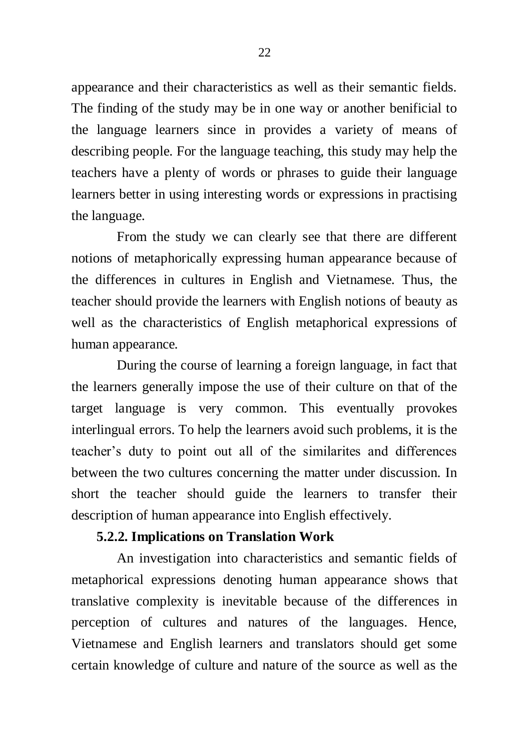appearance and their characteristics as well as their semantic fields. The finding of the study may be in one way or another benificial to the language learners since in provides a variety of means of describing people. For the language teaching, this study may help the teachers have a plenty of words or phrases to guide their language learners better in using interesting words or expressions in practising the language.

From the study we can clearly see that there are different notions of metaphorically expressing human appearance because of the differences in cultures in English and Vietnamese. Thus, the teacher should provide the learners with English notions of beauty as well as the characteristics of English metaphorical expressions of human appearance.

During the course of learning a foreign language, in fact that the learners generally impose the use of their culture on that of the target language is very common. This eventually provokes interlingual errors. To help the learners avoid such problems, it is the teacher's duty to point out all of the similarites and differences between the two cultures concerning the matter under discussion. In short the teacher should guide the learners to transfer their description of human appearance into English effectively.

### 5.2.2. Implications on Translation Work

An investigation into characteristics and semantic fields of metaphorical expressions denoting human appearance shows that translative complexity is inevitable because of the differences in perception of cultures and natures of the languages. Hence, Vietnamese and English learners and translators should get some certain knowledge of culture and nature of the source as well as the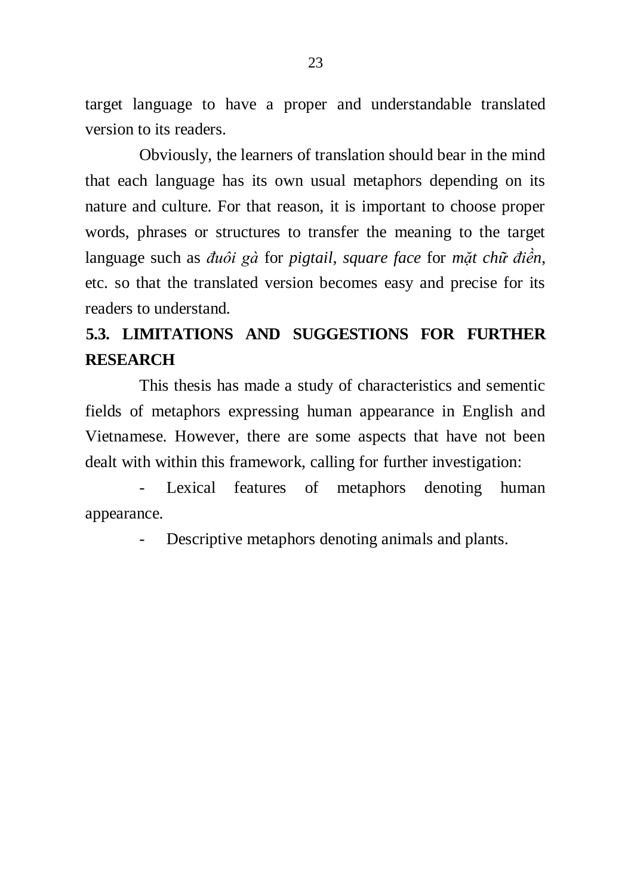target language to have a proper and understandable translated version to its readers.

Obviously, the learners of translation should bear in the mind that each language has its own usual metaphors depending on its nature and culture. For that reason, it is important to choose proper words, phrases or structures to transfer the meaning to the target language such as *đuôi gà* for *pigtail*, *square face* for *mặt chữ điền*, etc. so that the translated version becomes easy and precise for its readers to understand.

## 5.3. LIMITATIONS AND SUGGESTIONS FOR FURTHER RESEARCH

This thesis has made a study of characteristics and sementic fields of metaphors expressing human appearance in English and Vietnamese. However, there are some aspects that have not been dealt with within this framework, calling for further investigation:

- Lexical features of metaphors denoting human appearance.
- Descriptive metaphors denoting animals and plants.